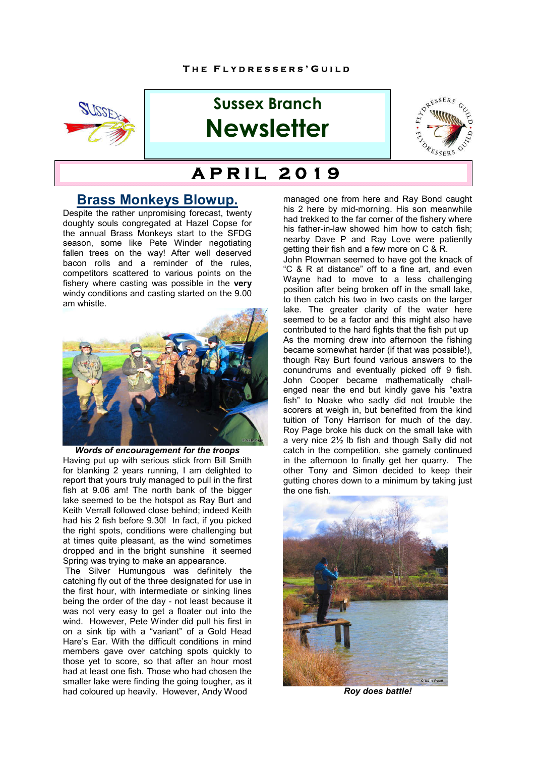THE FLYDRESSERS' GUILD

# Sussex Branch Newsletter

## APRIL 2019

## Brass Monkeys Blowup.

Despite the rather unpromising forecast, twenty doughty souls congregated at Hazel Copse for the annual Brass Monkeys start to the SFDG season, some like Pete Winder negotiating fallen trees on the way! After well deserved bacon rolls and a reminder of the rules, competitors scattered to various points on the fishery where casting was possible in the **very** windy conditions and casting started on the 9.00 am whistle.

***Words of encouragement for the troops***

Having put up with serious stick from Bill Smith for blanking 2 years running, I am delighted to report that yours truly managed to pull in the first fish at 9.06 am! The north bank of the bigger lake seemed to be the hotspot as Ray Burt and Keith Verrall followed close behind; indeed Keith had his 2 fish before 9.30! In fact, if you picked the right spots, conditions were challenging but at times quite pleasant, as the wind sometimes dropped and in the bright sunshine it seemed Spring was trying to make an appearance.

The Silver Humungous was definitely the catching fly out of the three designated for use in the first hour, with intermediate or sinking lines being the order of the day - not least because it was not very easy to get a floater out into the wind. However, Pete Winder did pull his first in on a sink tip with a "variant" of a Gold Head Hare's Ear. With the difficult conditions in mind members gave over catching spots quickly to those yet to score, so that after an hour most had at least one fish. Those who had chosen the smaller lake were finding the going tougher, as it had coloured up heavily. However, Andy Wood managed one from here and Ray Bond caught his 2 here by mid-morning. His son meanwhile had trekked to the far corner of the fishery where his father-in-law showed him how to catch fish; nearby Dave P and Ray Love were patiently getting their fish and a few more on C & R.

John Plowman seemed to have got the knack of "C & R at distance" off to a fine art, and even Wayne had to move to a less challenging position after being broken off in the small lake, to then catch his two in two casts on the larger lake. The greater clarity of the water here seemed to be a factor and this might also have contributed to the hard fights that the fish put up

As the morning drew into afternoon the fishing became somewhat harder (if that was possible!), though Ray Burt found various answers to the conundrums and eventually picked off 9 fish. John Cooper became mathematically challenged near the end but kindly gave his "extra fish" to Noake who sadly did not trouble the scorers at weigh in, but benefited from the kind tuition of Tony Harrison for much of the day. Roy Page broke his duck on the small lake with a very nice 2½ lb fish and though Sally did not catch in the competition, she gamely continued in the afternoon to finally get her quarry. The other Tony and Simon decided to keep their gutting chores down to a minimum by taking just the one fish.

***Roy does battle!***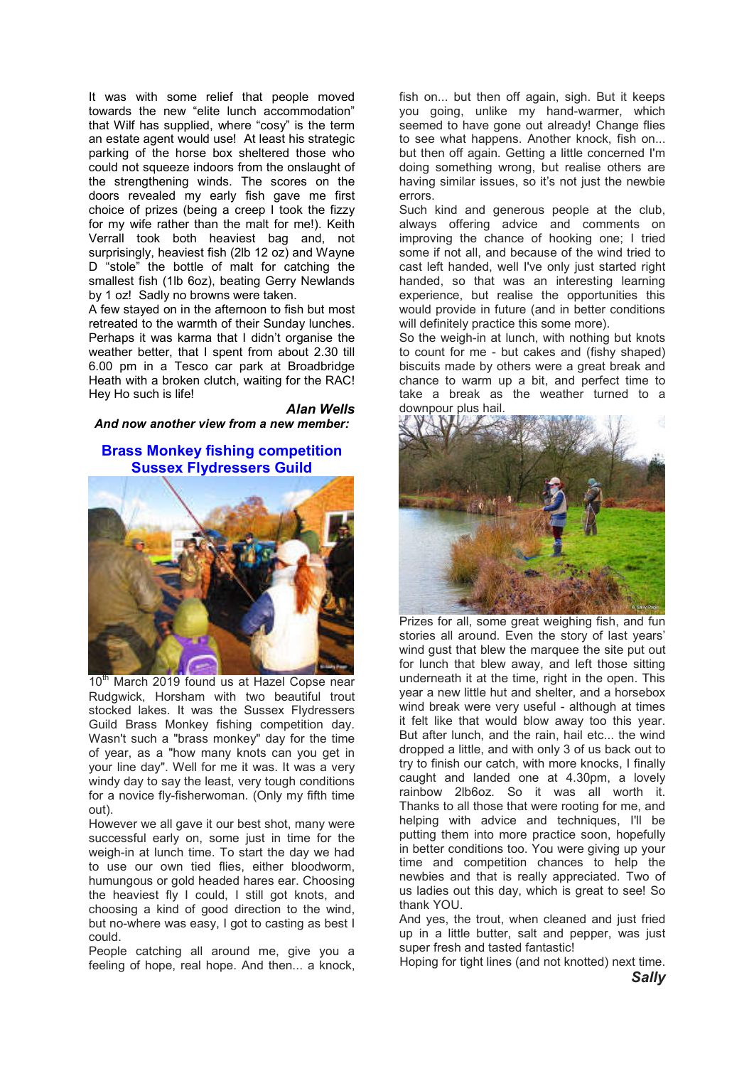It was with some relief that people moved towards the new "elite lunch accommodation" that Wilf has supplied, where "cosy" is the term an estate agent would use! At least his strategic parking of the horse box sheltered those who could not squeeze indoors from the onslaught of the strengthening winds. The scores on the doors revealed my early fish gave me first choice of prizes (being a creep I took the fizzy for my wife rather than the malt for me!). Keith Verrall took both heaviest bag and, not surprisingly, heaviest fish (2lb 12 oz) and Wayne D "stole" the bottle of malt for catching the smallest fish (1lb 6oz), beating Gerry Newlands by 1 oz! Sadly no browns were taken.

A few stayed on in the afternoon to fish but most retreated to the warmth of their Sunday lunches. Perhaps it was karma that I didn't organise the weather better, that I spent from about 2.30 till 6.00 pm in a Tesco car park at Broadbridge Heath with a broken clutch, waiting for the RAC! Hey Ho such is life!

***Alan Wells***

***And now another view from a new member:***

## Brass Monkey fishing competition
## Sussex Flydressers Guild

10th March 2019 found us at Hazel Copse near Rudgwick, Horsham with two beautiful trout stocked lakes. It was the Sussex Flydressers Guild Brass Monkey fishing competition day. Wasn't such a "brass monkey" day for the time of year, as a "how many knots can you get in your line day". Well for me it was. It was a very windy day to say the least, very tough conditions for a novice fly-fisherwoman. (Only my fifth time out).

However we all gave it our best shot, many were successful early on, some just in time for the weigh-in at lunch time. To start the day we had to use our own tied flies, either bloodworm, humungous or gold headed hares ear. Choosing the heaviest fly I could, I still got knots, and choosing a kind of good direction to the wind, but no-where was easy, I got to casting as best I could.

People catching all around me, give you a feeling of hope, real hope. And then... a knock, fish on... but then off again, sigh. But it keeps you going, unlike my hand-warmer, which seemed to have gone out already! Change flies to see what happens. Another knock, fish on... but then off again. Getting a little concerned I'm doing something wrong, but realise others are having similar issues, so it's not just the newbie errors.

Such kind and generous people at the club, always offering advice and comments on improving the chance of hooking one; I tried some if not all, and because of the wind tried to cast left handed, well I've only just started right handed, so that was an interesting learning experience, but realise the opportunities this would provide in future (and in better conditions will definitely practice this some more).

So the weigh-in at lunch, with nothing but knots to count for me - but cakes and (fishy shaped) biscuits made by others were a great break and chance to warm up a bit, and perfect time to take a break as the weather turned to a downpour plus hail.

Prizes for all, some great weighing fish, and fun stories all around. Even the story of last years' wind gust that blew the marquee the site put out for lunch that blew away, and left those sitting underneath it at the time, right in the open. This year a new little hut and shelter, and a horsebox wind break were very useful - although at times it felt like that would blow away too this year. But after lunch, and the rain, hail etc... the wind dropped a little, and with only 3 of us back out to try to finish our catch, with more knocks, I finally caught and landed one at 4.30pm, a lovely rainbow 2lb6oz. So it was all worth it. Thanks to all those that were rooting for me, and helping with advice and techniques, I'll be putting them into more practice soon, hopefully in better conditions too. You were giving up your time and competition chances to help the newbies and that is really appreciated. Two of us ladies out this day, which is great to see! So thank YOU.

And yes, the trout, when cleaned and just fried up in a little butter, salt and pepper, was just super fresh and tasted fantastic!

Hoping for tight lines (and not knotted) next time.

***Sally***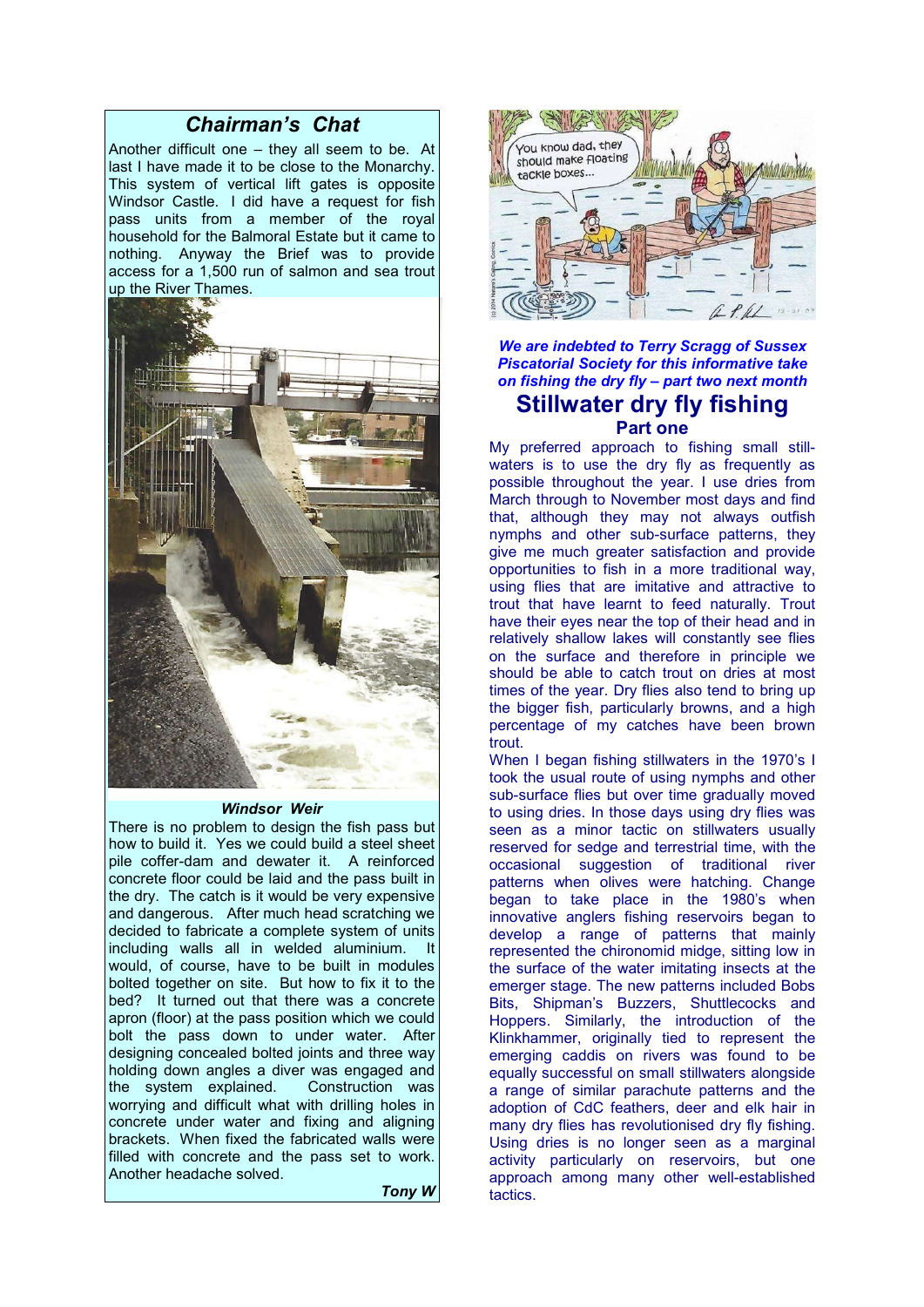## *Chairman's Chat*

Another difficult one – they all seem to be. At last I have made it to be close to the Monarchy. This system of vertical lift gates is opposite Windsor Castle. I did have a request for fish pass units from a member of the royal household for the Balmoral Estate but it came to nothing. Anyway the Brief was to provide access for a 1,500 run of salmon and sea trout up the River Thames.

***Windsor Weir***

There is no problem to design the fish pass but how to build it. Yes we could build a steel sheet pile coffer-dam and dewater it. A reinforced concrete floor could be laid and the pass built in the dry. The catch is it would be very expensive and dangerous. After much head scratching we decided to fabricate a complete system of units including walls all in welded aluminium. It would, of course, have to be built in modules bolted together on site. But how to fix it to the bed? It turned out that there was a concrete apron (floor) at the pass position which we could bolt the pass down to under water. After designing concealed bolted joints and three way holding down angles a diver was engaged and the system explained. Construction was worrying and difficult what with drilling holes in concrete under water and fixing and aligning brackets. When fixed the fabricated walls were filled with concrete and the pass set to work. Another headache solved.

***Tony W***

***We are indebted to Terry Scragg of Sussex Piscatorial Society for this informative take on fishing the dry fly – part two next month***

# Stillwater dry fly fishing

## Part one

My preferred approach to fishing small still-waters is to use the dry fly as frequently as possible throughout the year. I use dries from March through to November most days and find that, although they may not always outfish nymphs and other sub-surface patterns, they give me much greater satisfaction and provide opportunities to fish in a more traditional way, using flies that are imitative and attractive to trout that have learnt to feed naturally. Trout have their eyes near the top of their head and in relatively shallow lakes will constantly see flies on the surface and therefore in principle we should be able to catch trout on dries at most times of the year. Dry flies also tend to bring up the bigger fish, particularly browns, and a high percentage of my catches have been brown trout.

When I began fishing stillwaters in the 1970's I took the usual route of using nymphs and other sub-surface flies but over time gradually moved to using dries. In those days using dry flies was seen as a minor tactic on stillwaters usually reserved for sedge and terrestrial time, with the occasional suggestion of traditional river patterns when olives were hatching. Change began to take place in the 1980's when innovative anglers fishing reservoirs began to develop a range of patterns that mainly represented the chironomid midge, sitting low in the surface of the water imitating insects at the emerger stage. The new patterns included Bobs Bits, Shipman's Buzzers, Shuttlecocks and Hoppers. Similarly, the introduction of the Klinkhammer, originally tied to represent the emerging caddis on rivers was found to be equally successful on small stillwaters alongside a range of similar parachute patterns and the adoption of CdC feathers, deer and elk hair in many dry flies has revolutionised dry fly fishing. Using dries is no longer seen as a marginal activity particularly on reservoirs, but one approach among many other well-established tactics.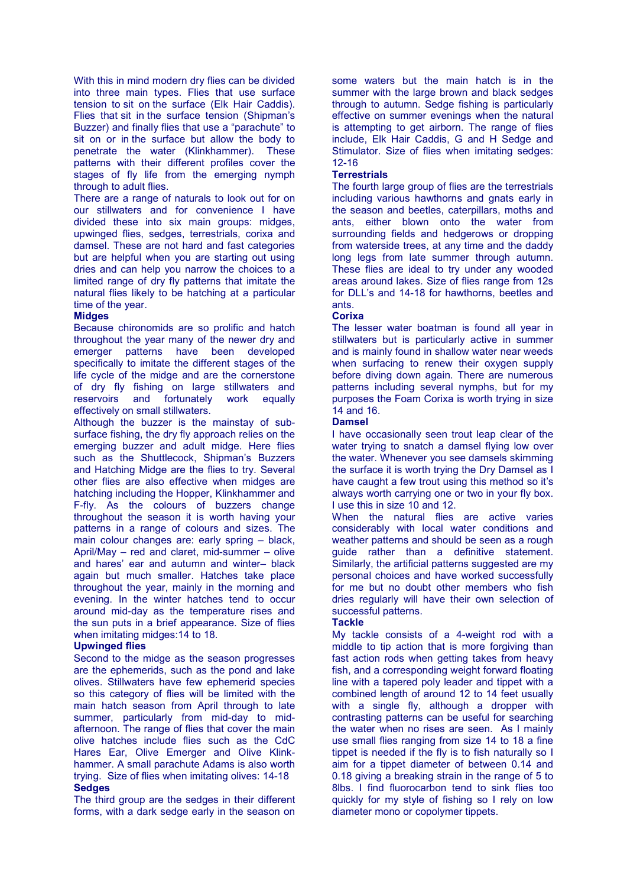With this in mind modern dry flies can be divided into three main types. Flies that use surface tension to sit on the surface (Elk Hair Caddis). Flies that sit in the surface tension (Shipman's Buzzer) and finally flies that use a "parachute" to sit on or in the surface but allow the body to penetrate the water (Klinkhammer). These patterns with their different profiles cover the stages of fly life from the emerging nymph through to adult flies.

There are a range of naturals to look out for on our stillwaters and for convenience I have divided these into six main groups: midges, upwinged flies, sedges, terrestrials, corixa and damsel. These are not hard and fast categories but are helpful when you are starting out using dries and can help you narrow the choices to a limited range of dry fly patterns that imitate the natural flies likely to be hatching at a particular time of the year.

**Midges**

Because chironomids are so prolific and hatch throughout the year many of the newer dry and emerger patterns have been developed specifically to imitate the different stages of the life cycle of the midge and are the cornerstone of dry fly fishing on large stillwaters and reservoirs and fortunately work equally effectively on small stillwaters.

Although the buzzer is the mainstay of sub-surface fishing, the dry fly approach relies on the emerging buzzer and adult midge. Here flies such as the Shuttlecock, Shipman's Buzzers and Hatching Midge are the flies to try. Several other flies are also effective when midges are hatching including the Hopper, Klinkhammer and F-fly. As the colours of buzzers change throughout the season it is worth having your patterns in a range of colours and sizes. The main colour changes are: early spring – black, April/May – red and claret, mid-summer – olive and hares' ear and autumn and winter– black again but much smaller. Hatches take place throughout the year, mainly in the morning and evening. In the winter hatches tend to occur around mid-day as the temperature rises and the sun puts in a brief appearance. Size of flies when imitating midges:14 to 18.

**Upwinged flies**

Second to the midge as the season progresses are the ephemerids, such as the pond and lake olives. Stillwaters have few ephemerid species so this category of flies will be limited with the main hatch season from April through to late summer, particularly from mid-day to mid-afternoon. The range of flies that cover the main olive hatches include flies such as the CdC Hares Ear, Olive Emerger and Olive Klink-hammer. A small parachute Adams is also worth trying. Size of flies when imitating olives: 14-18

**Sedges**

The third group are the sedges in their different forms, with a dark sedge early in the season on some waters but the main hatch is in the summer with the large brown and black sedges through to autumn. Sedge fishing is particularly effective on summer evenings when the natural is attempting to get airborn. The range of flies include, Elk Hair Caddis, G and H Sedge and Stimulator. Size of flies when imitating sedges: 12-16

**Terrestrials**

The fourth large group of flies are the terrestrials including various hawthorns and gnats early in the season and beetles, caterpillars, moths and ants, either blown onto the water from surrounding fields and hedgerows or dropping from waterside trees, at any time and the daddy long legs from late summer through autumn. These flies are ideal to try under any wooded areas around lakes. Size of flies range from 12s for DLL's and 14-18 for hawthorns, beetles and ants.

**Corixa**

The lesser water boatman is found all year in stillwaters but is particularly active in summer and is mainly found in shallow water near weeds when surfacing to renew their oxygen supply before diving down again. There are numerous patterns including several nymphs, but for my purposes the Foam Corixa is worth trying in size 14 and 16.

**Damsel**

I have occasionally seen trout leap clear of the water trying to snatch a damsel flying low over the water. Whenever you see damsels skimming the surface it is worth trying the Dry Damsel as I have caught a few trout using this method so it's always worth carrying one or two in your fly box. I use this in size 10 and 12.

When the natural flies are active varies considerably with local water conditions and weather patterns and should be seen as a rough guide rather than a definitive statement. Similarly, the artificial patterns suggested are my personal choices and have worked successfully for me but no doubt other members who fish dries regularly will have their own selection of successful patterns.

**Tackle**

My tackle consists of a 4-weight rod with a middle to tip action that is more forgiving than fast action rods when getting takes from heavy fish, and a corresponding weight forward floating line with a tapered poly leader and tippet with a combined length of around 12 to 14 feet usually with a single fly, although a dropper with contrasting patterns can be useful for searching the water when no rises are seen. As I mainly use small flies ranging from size 14 to 18 a fine tippet is needed if the fly is to fish naturally so I aim for a tippet diameter of between 0.14 and 0.18 giving a breaking strain in the range of 5 to 8lbs. I find fluorocarbon tend to sink flies too quickly for my style of fishing so I rely on low diameter mono or copolymer tippets.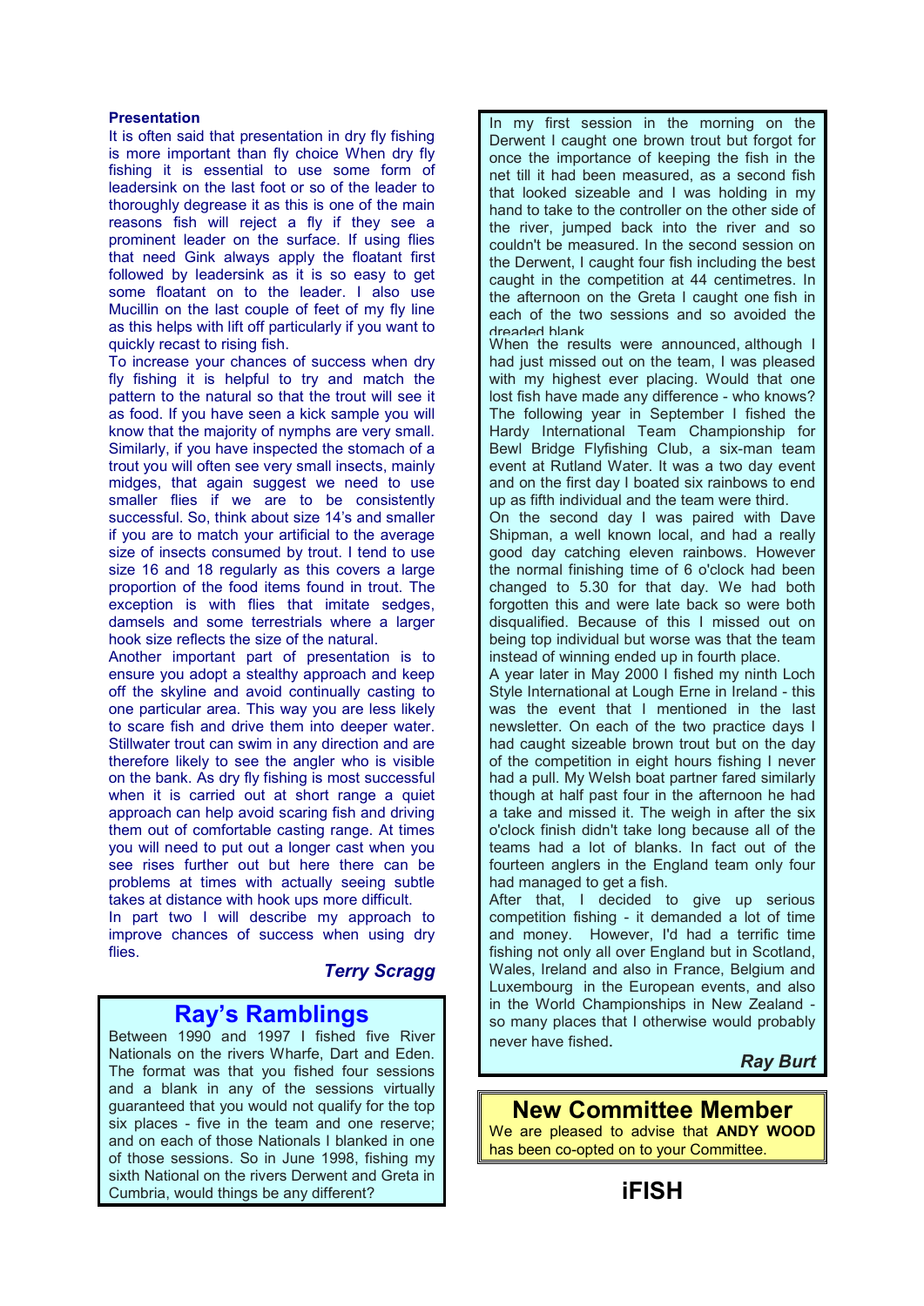### Presentation

It is often said that presentation in dry fly fishing is more important than fly choice When dry fly fishing it is essential to use some form of leadersink on the last foot or so of the leader to thoroughly degrease it as this is one of the main reasons fish will reject a fly if they see a prominent leader on the surface. If using flies that need Gink always apply the floatant first followed by leadersink as it is so easy to get some floatant on to the leader. I also use Mucillin on the last couple of feet of my fly line as this helps with lift off particularly if you want to quickly recast to rising fish.

To increase your chances of success when dry fly fishing it is helpful to try and match the pattern to the natural so that the trout will see it as food. If you have seen a kick sample you will know that the majority of nymphs are very small. Similarly, if you have inspected the stomach of a trout you will often see very small insects, mainly midges, that again suggest we need to use smaller flies if we are to be consistently successful. So, think about size 14's and smaller if you are to match your artificial to the average size of insects consumed by trout. I tend to use size 16 and 18 regularly as this covers a large proportion of the food items found in trout. The exception is with flies that imitate sedges, damsels and some terrestrials where a larger hook size reflects the size of the natural.

Another important part of presentation is to ensure you adopt a stealthy approach and keep off the skyline and avoid continually casting to one particular area. This way you are less likely to scare fish and drive them into deeper water. Stillwater trout can swim in any direction and are therefore likely to see the angler who is visible on the bank. As dry fly fishing is most successful when it is carried out at short range a quiet approach can help avoid scaring fish and driving them out of comfortable casting range. At times you will need to put out a longer cast when you see rises further out but here there can be problems at times with actually seeing subtle takes at distance with hook ups more difficult.

In part two I will describe my approach to improve chances of success when using dry flies.

***Terry Scragg***

## Ray's Ramblings

Between 1990 and 1997 I fished five River Nationals on the rivers Wharfe, Dart and Eden. The format was that you fished four sessions and a blank in any of the sessions virtually guaranteed that you would not qualify for the top six places - five in the team and one reserve; and on each of those Nationals I blanked in one of those sessions. So in June 1998, fishing my sixth National on the rivers Derwent and Greta in Cumbria, would things be any different?

In my first session in the morning on the Derwent I caught one brown trout but forgot for once the importance of keeping the fish in the net till it had been measured, as a second fish that looked sizeable and I was holding in my hand to take to the controller on the other side of the river, jumped back into the river and so couldn't be measured. In the second session on the Derwent, I caught four fish including the best caught in the competition at 44 centimetres. In the afternoon on the Greta I caught one fish in each of the two sessions and so avoided the dreaded blank.

When the results were announced, although I had just missed out on the team, I was pleased with my highest ever placing. Would that one lost fish have made any difference - who knows?

The following year in September I fished the Hardy International Team Championship for Bewl Bridge Flyfishing Club, a six-man team event at Rutland Water. It was a two day event and on the first day I boated six rainbows to end up as fifth individual and the team were third.

On the second day I was paired with Dave Shipman, a well known local, and had a really good day catching eleven rainbows. However the normal finishing time of 6 o'clock had been changed to 5.30 for that day. We had both forgotten this and were late back so were both disqualified. Because of this I missed out on being top individual but worse was that the team instead of winning ended up in fourth place.

A year later in May 2000 I fished my ninth Loch Style International at Lough Erne in Ireland - this was the event that I mentioned in the last newsletter. On each of the two practice days I had caught sizeable brown trout but on the day of the competition in eight hours fishing I never had a pull. My Welsh boat partner fared similarly though at half past four in the afternoon he had a take and missed it. The weigh in after the six o'clock finish didn't take long because all of the teams had a lot of blanks. In fact out of the fourteen anglers in the England team only four had managed to get a fish.

After that, I decided to give up serious competition fishing - it demanded a lot of time and money. However, I'd had a terrific time fishing not only all over England but in Scotland, Wales, Ireland and also in France, Belgium and Luxembourg in the European events, and also in the World Championships in New Zealand - so many places that I otherwise would probably never have fished.

***Ray Burt***

## New Committee Member

We are pleased to advise that **ANDY WOOD** has been co-opted on to your Committee.

**iFISH**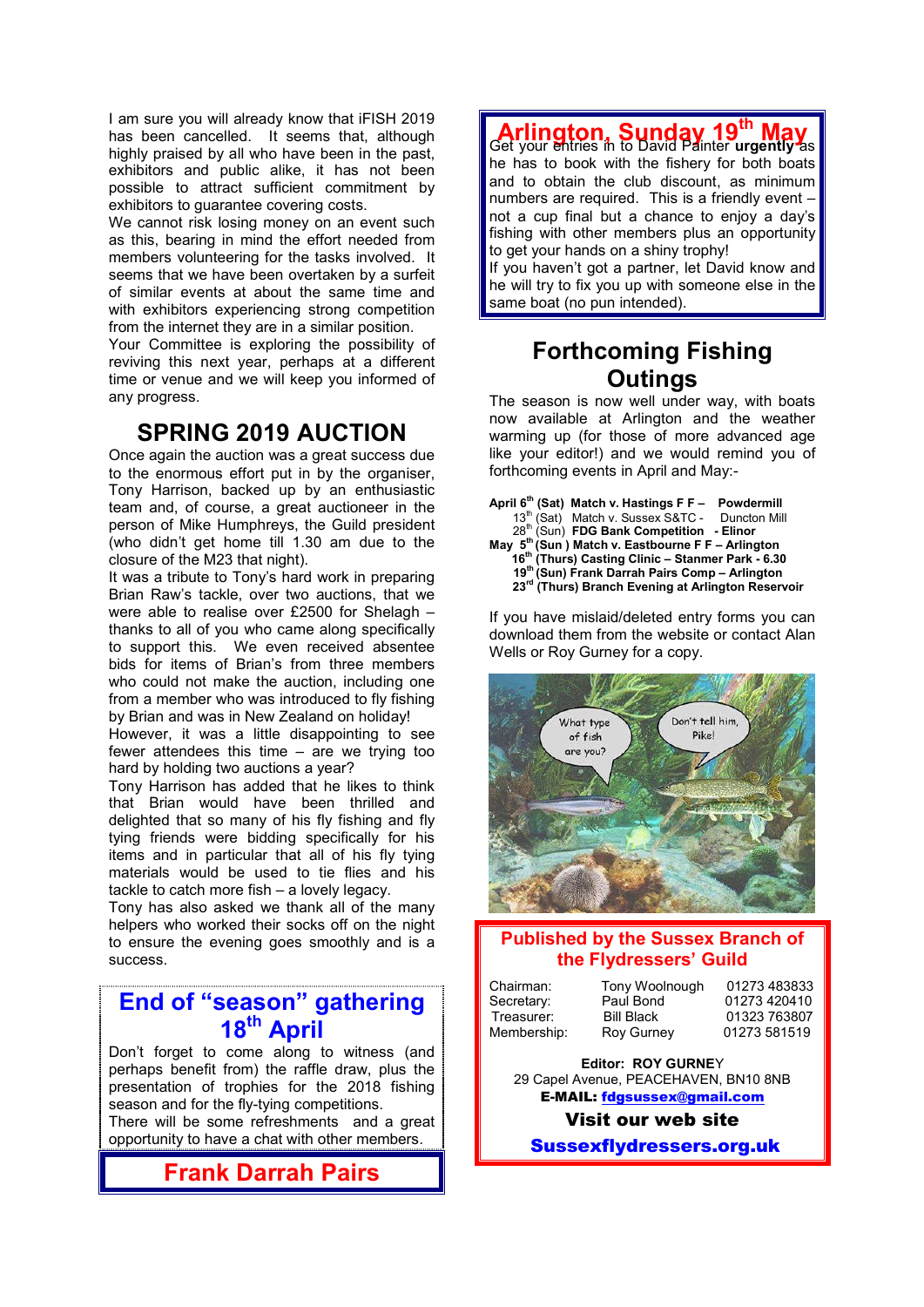I am sure you will already know that iFISH 2019 has been cancelled. It seems that, although highly praised by all who have been in the past, exhibitors and public alike, it has not been possible to attract sufficient commitment by exhibitors to guarantee covering costs.

We cannot risk losing money on an event such as this, bearing in mind the effort needed from members volunteering for the tasks involved. It seems that we have been overtaken by a surfeit of similar events at about the same time and with exhibitors experiencing strong competition from the internet they are in a similar position.

Your Committee is exploring the possibility of reviving this next year, perhaps at a different time or venue and we will keep you informed of any progress.

## SPRING 2019 AUCTION

Once again the auction was a great success due to the enormous effort put in by the organiser, Tony Harrison, backed up by an enthusiastic team and, of course, a great auctioneer in the person of Mike Humphreys, the Guild president (who didn't get home till 1.30 am due to the closure of the M23 that night).

It was a tribute to Tony's hard work in preparing Brian Raw's tackle, over two auctions, that we were able to realise over £2500 for Shelagh – thanks to all of you who came along specifically to support this. We even received absentee bids for items of Brian's from three members who could not make the auction, including one from a member who was introduced to fly fishing by Brian and was in New Zealand on holiday!

However, it was a little disappointing to see fewer attendees this time – are we trying too hard by holding two auctions a year?

Tony Harrison has added that he likes to think that Brian would have been thrilled and delighted that so many of his fly fishing and fly tying friends were bidding specifically for his items and in particular that all of his fly tying materials would be used to tie flies and his tackle to catch more fish – a lovely legacy.

Tony has also asked we thank all of the many helpers who worked their socks off on the night to ensure the evening goes smoothly and is a success.

## End of "season" gathering 18th April

Don't forget to come along to witness (and perhaps benefit from) the raffle draw, plus the presentation of trophies for the 2018 fishing season and for the fly-tying competitions.

There will be some refreshments and a great opportunity to have a chat with other members.

## Frank Darrah Pairs

## Arlington, Sunday 19th May

Get your entries in to David Painter **urgently** as he has to book with the fishery for both boats and to obtain the club discount, as minimum numbers are required. This is a friendly event – not a cup final but a chance to enjoy a day's fishing with other members plus an opportunity to get your hands on a shiny trophy!

If you haven't got a partner, let David know and he will try to fix you up with someone else in the same boat (no pun intended).

## Forthcoming Fishing Outings

The season is now well under way, with boats now available at Arlington and the weather warming up (for those of more advanced age like your editor!) and we would remind you of forthcoming events in April and May:-

**April 6th (Sat) Match v. Hastings F F – Powdermill**
13th (Sat) Match v. Sussex S&TC - Duncton Mill
28th (Sun) **FDG Bank Competition - Elinor**
**May 5th (Sun ) Match v. Eastbourne F F – Arlington**
**16th (Thurs) Casting Clinic – Stanmer Park - 6.30**
**19th (Sun) Frank Darrah Pairs Comp – Arlington**
**23rd (Thurs) Branch Evening at Arlington Reservoir**

If you have mislaid/deleted entry forms you can download them from the website or contact Alan Wells or Roy Gurney for a copy.

What type of fish are you?

Don't tell him, Pike!

## Published by the Sussex Branch of the Flydressers' Guild

| | | |
|---|---|---|
| Chairman: | Tony Woolnough | 01273 483833 |
| Secretary: | Paul Bond | 01273 420410 |
| Treasurer: | Bill Black | 01323 763807 |
| Membership: | Roy Gurney | 01273 581519 |

**Editor: ROY GURNEY**
29 Capel Avenue, PEACEHAVEN, BN10 8NB
**E-MAIL: fdgsussex@gmail.com**

**Visit our web site**
**Sussexflydressers.org.uk**